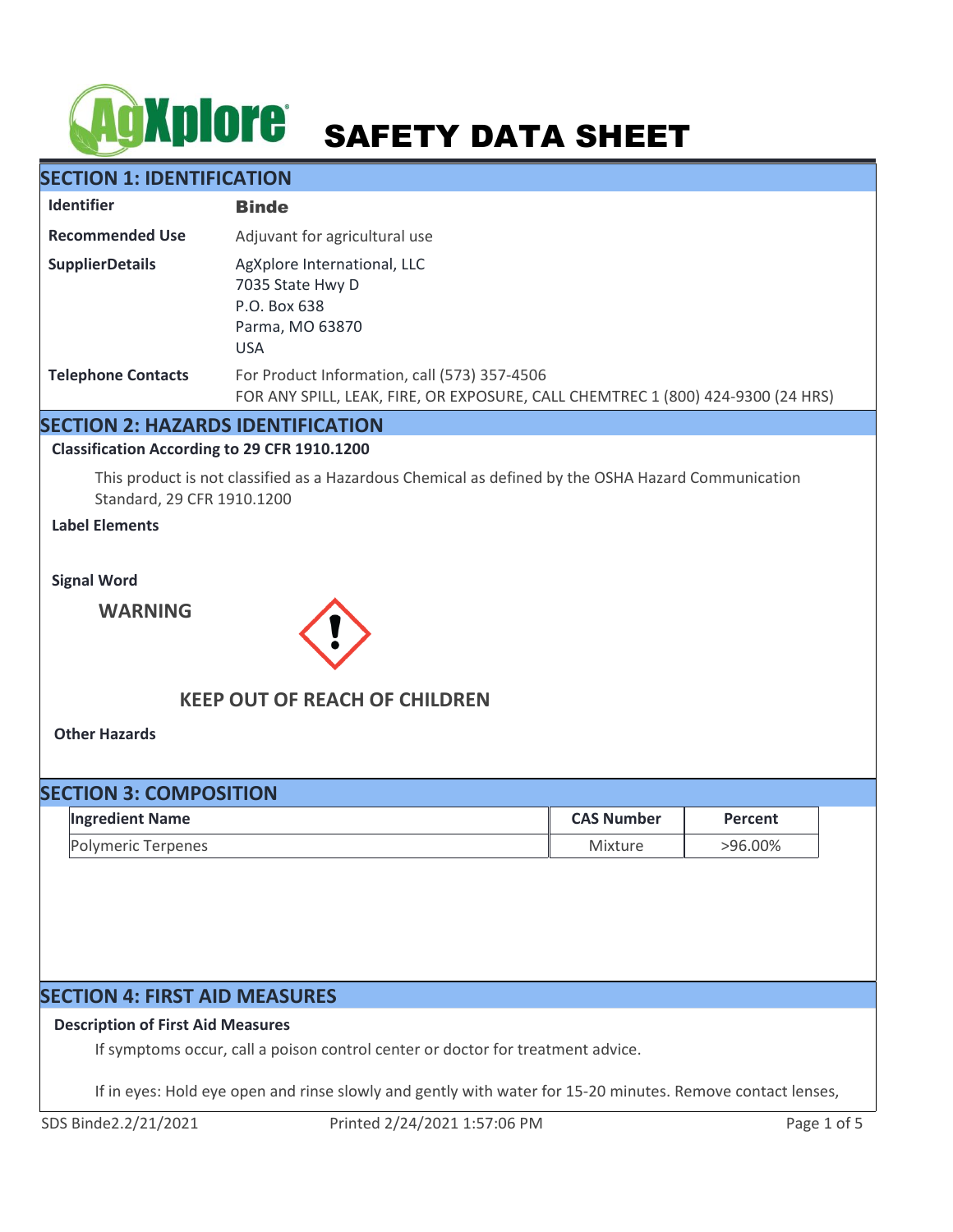# SAFETY DATA SHEET

## SECTION 1: IDENTIFICATION

| | |
|---|---|
| **Identifier** | **Binde** |
| **Recommended Use** | Adjuvant for agricultural use |
| **SupplierDetails** | AgXplore International, LLC<br>7035 State Hwy D<br>P.O. Box 638<br>Parma, MO 63870<br>USA |
| **Telephone Contacts** | For Product Information, call (573) 357-4506<br>FOR ANY SPILL, LEAK, FIRE, OR EXPOSURE, CALL CHEMTREC 1 (800) 424-9300 (24 HRS) |

## SECTION 2: HAZARDS IDENTIFICATION

**Classification According to 29 CFR 1910.1200**

This product is not classified as a Hazardous Chemical as defined by the OSHA Hazard Communication Standard, 29 CFR 1910.1200

**Label Elements**

**Signal Word**

**WARNING**

**KEEP OUT OF REACH OF CHILDREN**

**Other Hazards**

## SECTION 3: COMPOSITION

| Ingredient Name | CAS Number | Percent |
|---|---|---|
| Polymeric Terpenes | Mixture | >96.00% |

## SECTION 4: FIRST AID MEASURES

**Description of First Aid Measures**

If symptoms occur, call a poison control center or doctor for treatment advice.

If in eyes: Hold eye open and rinse slowly and gently with water for 15-20 minutes. Remove contact lenses,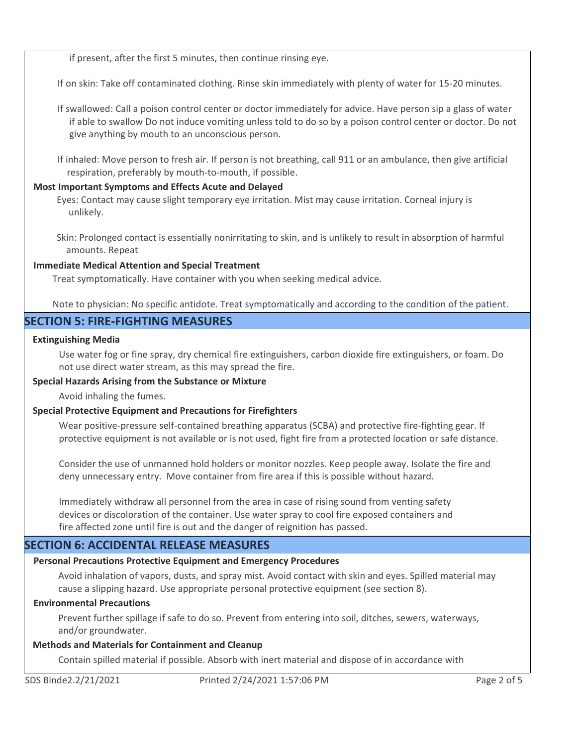if present, after the first 5 minutes, then continue rinsing eye.

If on skin: Take off contaminated clothing. Rinse skin immediately with plenty of water for 15-20 minutes.

If swallowed: Call a poison control center or doctor immediately for advice. Have person sip a glass of water if able to swallow Do not induce vomiting unless told to do so by a poison control center or doctor. Do not give anything by mouth to an unconscious person.

If inhaled: Move person to fresh air. If person is not breathing, call 911 or an ambulance, then give artificial respiration, preferably by mouth-to-mouth, if possible.

**Most Important Symptoms and Effects Acute and Delayed**

Eyes: Contact may cause slight temporary eye irritation. Mist may cause irritation. Corneal injury is unlikely.

Skin: Prolonged contact is essentially nonirritating to skin, and is unlikely to result in absorption of harmful amounts. Repeat

**Immediate Medical Attention and Special Treatment**

Treat symptomatically. Have container with you when seeking medical advice.

Note to physician: No specific antidote. Treat symptomatically and according to the condition of the patient.

## SECTION 5: FIRE-FIGHTING MEASURES

**Extinguishing Media**

Use water fog or fine spray, dry chemical fire extinguishers, carbon dioxide fire extinguishers, or foam. Do not use direct water stream, as this may spread the fire.

**Special Hazards Arising from the Substance or Mixture**

Avoid inhaling the fumes.

**Special Protective Equipment and Precautions for Firefighters**

Wear positive-pressure self-contained breathing apparatus (SCBA) and protective fire-fighting gear. If protective equipment is not available or is not used, fight fire from a protected location or safe distance.

Consider the use of unmanned hold holders or monitor nozzles. Keep people away. Isolate the fire and deny unnecessary entry. Move container from fire area if this is possible without hazard.

Immediately withdraw all personnel from the area in case of rising sound from venting safety devices or discoloration of the container. Use water spray to cool fire exposed containers and fire affected zone until fire is out and the danger of reignition has passed.

## SECTION 6: ACCIDENTAL RELEASE MEASURES

**Personal Precautions Protective Equipment and Emergency Procedures**

Avoid inhalation of vapors, dusts, and spray mist. Avoid contact with skin and eyes. Spilled material may cause a slipping hazard. Use appropriate personal protective equipment (see section 8).

**Environmental Precautions**

Prevent further spillage if safe to do so. Prevent from entering into soil, ditches, sewers, waterways, and/or groundwater.

**Methods and Materials for Containment and Cleanup**

Contain spilled material if possible. Absorb with inert material and dispose of in accordance with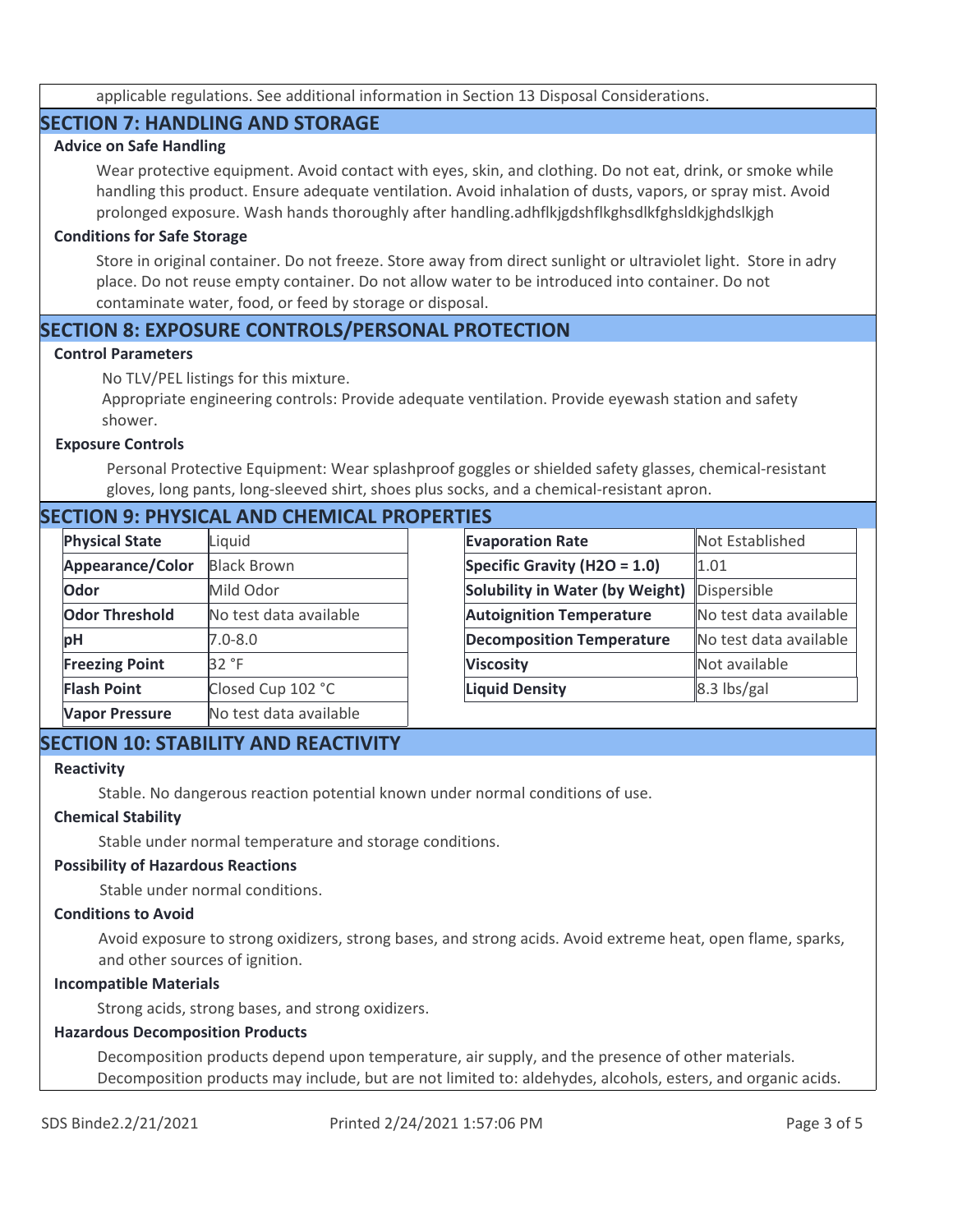applicable regulations. See additional information in Section 13 Disposal Considerations.

## SECTION 7: HANDLING AND STORAGE

### Advice on Safe Handling

Wear protective equipment. Avoid contact with eyes, skin, and clothing. Do not eat, drink, or smoke while handling this product. Ensure adequate ventilation. Avoid inhalation of dusts, vapors, or spray mist. Avoid prolonged exposure. Wash hands thoroughly after handling.adhflkjgdshflkghsdlkfghsldkjghdslkjgh

### Conditions for Safe Storage

Store in original container. Do not freeze. Store away from direct sunlight or ultraviolet light. Store in adry place. Do not reuse empty container. Do not allow water to be introduced into container. Do not contaminate water, food, or feed by storage or disposal.

## SECTION 8: EXPOSURE CONTROLS/PERSONAL PROTECTION

### Control Parameters

No TLV/PEL listings for this mixture.

Appropriate engineering controls: Provide adequate ventilation. Provide eyewash station and safety shower.

### Exposure Controls

Personal Protective Equipment: Wear splashproof goggles or shielded safety glasses, chemical-resistant gloves, long pants, long-sleeved shirt, shoes plus socks, and a chemical-resistant apron.

## SECTION 9: PHYSICAL AND CHEMICAL PROPERTIES

| Property | Value |
|---|---|
| **Physical State** | Liquid |
| **Appearance/Color** | Black Brown |
| **Odor** | Mild Odor |
| **Odor Threshold** | No test data available |
| **pH** | 7.0-8.0 |
| **Freezing Point** | 32 °F |
| **Flash Point** | Closed Cup 102 °C |
| **Vapor Pressure** | No test data available |

| Property | Value |
|---|---|
| **Evaporation Rate** | Not Established |
| **Specific Gravity ($H_2O$ = 1.0)** | 1.01 |
| **Solubility in Water (by Weight)** | Dispersible |
| **Autoignition Temperature** | No test data available |
| **Decomposition Temperature** | No test data available |
| **Viscosity** | Not available |
| **Liquid Density** | 8.3 lbs/gal |

## SECTION 10: STABILITY AND REACTIVITY

### Reactivity

Stable. No dangerous reaction potential known under normal conditions of use.

### Chemical Stability

Stable under normal temperature and storage conditions.

### Possibility of Hazardous Reactions

Stable under normal conditions.

### Conditions to Avoid

Avoid exposure to strong oxidizers, strong bases, and strong acids. Avoid extreme heat, open flame, sparks, and other sources of ignition.

### Incompatible Materials

Strong acids, strong bases, and strong oxidizers.

### Hazardous Decomposition Products

Decomposition products depend upon temperature, air supply, and the presence of other materials. Decomposition products may include, but are not limited to: aldehydes, alcohols, esters, and organic acids.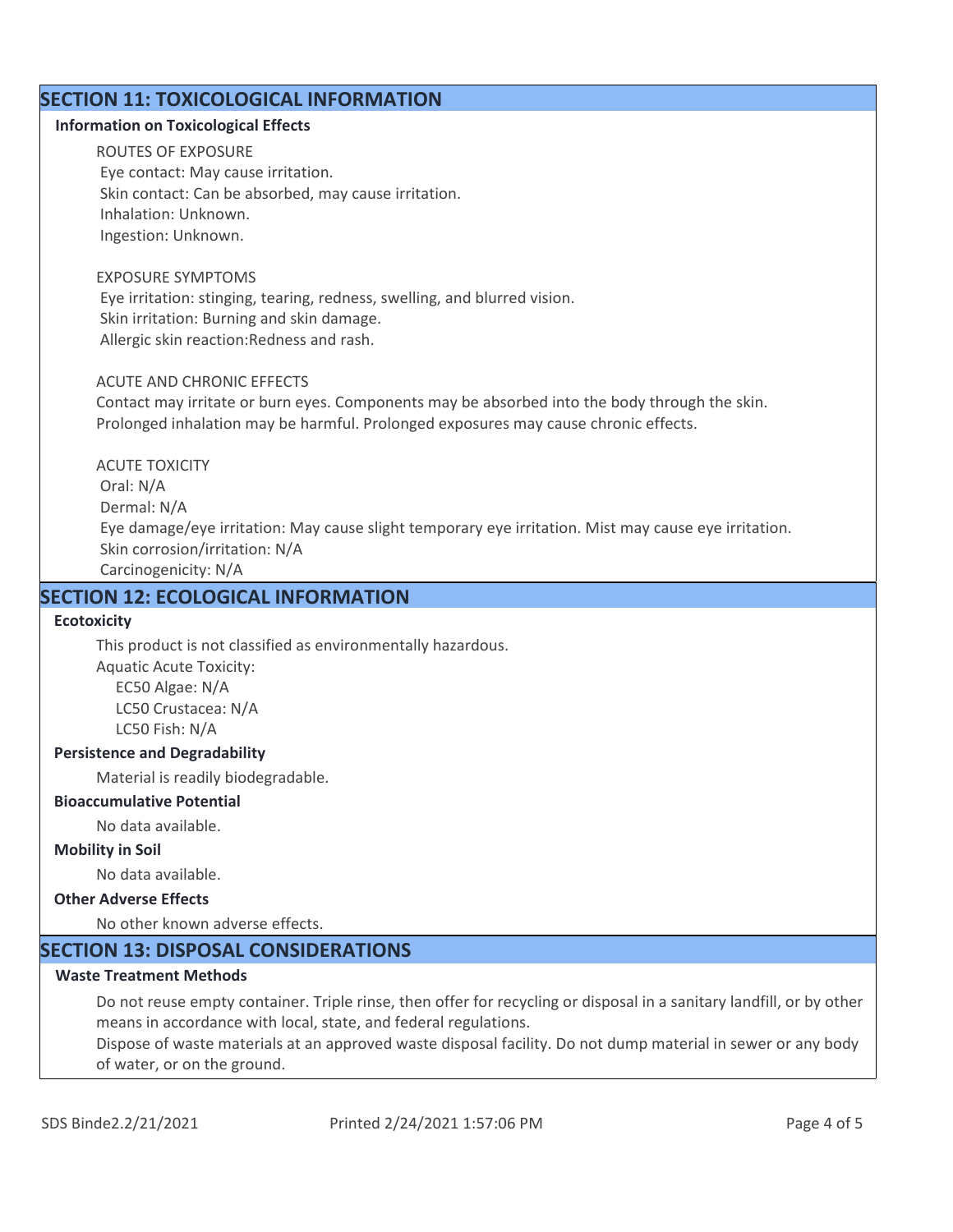## SECTION 11: TOXICOLOGICAL INFORMATION

### Information on Toxicological Effects

ROUTES OF EXPOSURE
Eye contact: May cause irritation.
Skin contact: Can be absorbed, may cause irritation.
Inhalation: Unknown.
Ingestion: Unknown.

EXPOSURE SYMPTOMS
Eye irritation: stinging, tearing, redness, swelling, and blurred vision.
Skin irritation: Burning and skin damage.
Allergic skin reaction:Redness and rash.

ACUTE AND CHRONIC EFFECTS
Contact may irritate or burn eyes. Components may be absorbed into the body through the skin.
Prolonged inhalation may be harmful. Prolonged exposures may cause chronic effects.

ACUTE TOXICITY
Oral: N/A
Dermal: N/A
Eye damage/eye irritation: May cause slight temporary eye irritation. Mist may cause eye irritation.
Skin corrosion/irritation: N/A
Carcinogenicity: N/A

## SECTION 12: ECOLOGICAL INFORMATION

### Ecotoxicity

This product is not classified as environmentally hazardous.
Aquatic Acute Toxicity:
EC50 Algae: N/A
LC50 Crustacea: N/A
LC50 Fish: N/A

### Persistence and Degradability

Material is readily biodegradable.

### Bioaccumulative Potential

No data available.

### Mobility in Soil

No data available.

### Other Adverse Effects

No other known adverse effects.

## SECTION 13: DISPOSAL CONSIDERATIONS

### Waste Treatment Methods

Do not reuse empty container. Triple rinse, then offer for recycling or disposal in a sanitary landfill, or by other means in accordance with local, state, and federal regulations.
Dispose of waste materials at an approved waste disposal facility. Do not dump material in sewer or any body of water, or on the ground.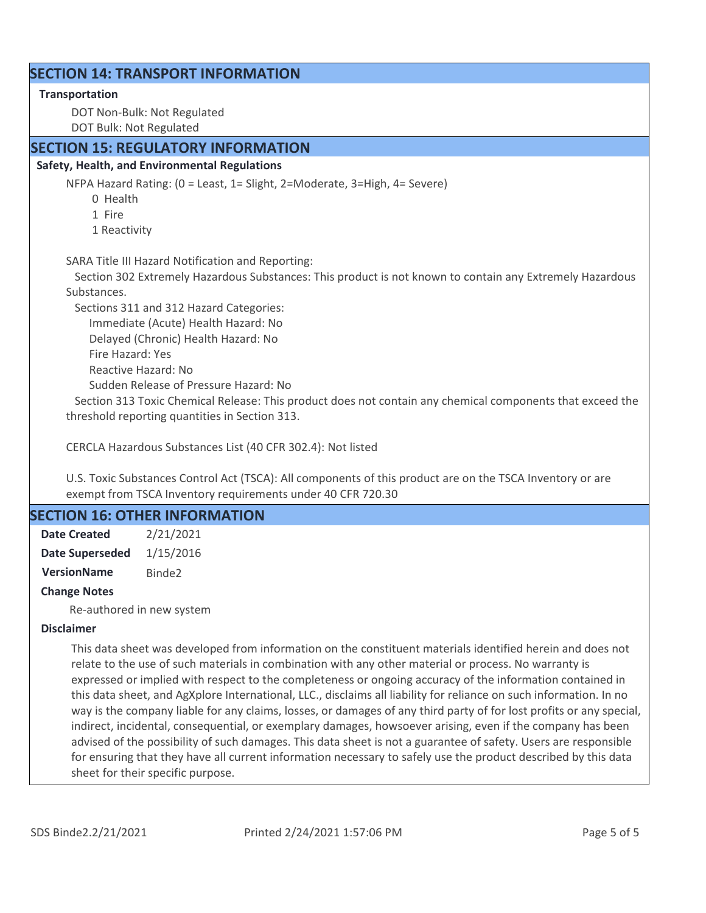## SECTION 14: TRANSPORT INFORMATION

**Transportation**

DOT Non-Bulk: Not Regulated
DOT Bulk: Not Regulated

## SECTION 15: REGULATORY INFORMATION

**Safety, Health, and Environmental Regulations**

NFPA Hazard Rating: (0 = Least, 1= Slight, 2=Moderate, 3=High, 4= Severe)

0 Health
1 Fire
1 Reactivity

SARA Title III Hazard Notification and Reporting:

Section 302 Extremely Hazardous Substances: This product is not known to contain any Extremely Hazardous Substances.

Sections 311 and 312 Hazard Categories:

Immediate (Acute) Health Hazard: No
Delayed (Chronic) Health Hazard: No
Fire Hazard: Yes
Reactive Hazard: No
Sudden Release of Pressure Hazard: No

Section 313 Toxic Chemical Release: This product does not contain any chemical components that exceed the threshold reporting quantities in Section 313.

CERCLA Hazardous Substances List (40 CFR 302.4): Not listed

U.S. Toxic Substances Control Act (TSCA): All components of this product are on the TSCA Inventory or are exempt from TSCA Inventory requirements under 40 CFR 720.30

## SECTION 16: OTHER INFORMATION

**Date Created** 2/21/2021

**Date Superseded** 1/15/2016

**VersionName** Binde2

**Change Notes**

Re-authored in new system

**Disclaimer**

This data sheet was developed from information on the constituent materials identified herein and does not relate to the use of such materials in combination with any other material or process. No warranty is expressed or implied with respect to the completeness or ongoing accuracy of the information contained in this data sheet, and AgXplore International, LLC., disclaims all liability for reliance on such information. In no way is the company liable for any claims, losses, or damages of any third party of for lost profits or any special, indirect, incidental, consequential, or exemplary damages, howsoever arising, even if the company has been advised of the possibility of such damages. This data sheet is not a guarantee of safety. Users are responsible for ensuring that they have all current information necessary to safely use the product described by this data sheet for their specific purpose.